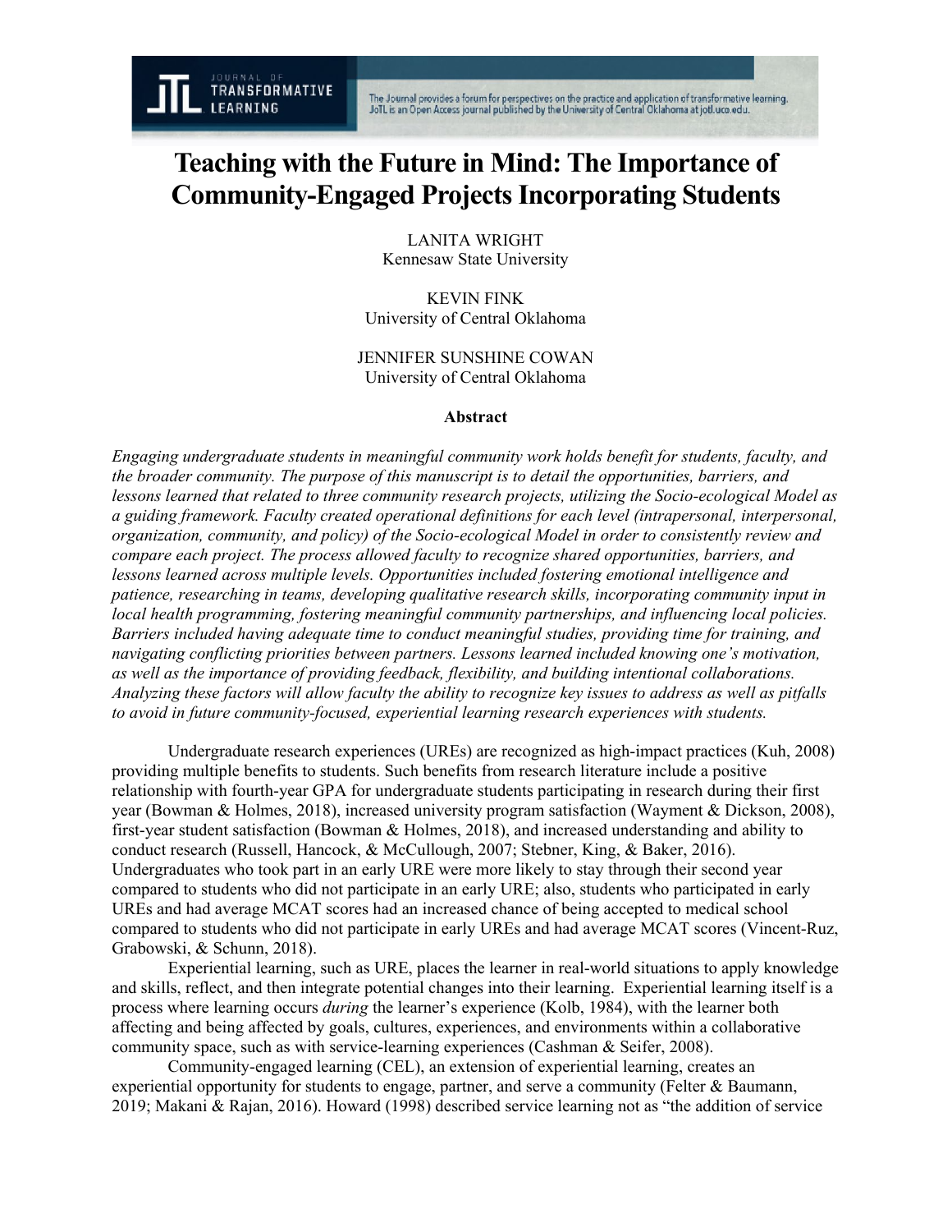# Teaching with the Future in Mind: The Importance of Community-Engaged Projects Incorporating Students

LANITA WRIGHT
Kennesaw State University

KEVIN FINK
University of Central Oklahoma

JENNIFER SUNSHINE COWAN
University of Central Oklahoma

## Abstract

*Engaging undergraduate students in meaningful community work holds benefit for students, faculty, and the broader community. The purpose of this manuscript is to detail the opportunities, barriers, and lessons learned that related to three community research projects, utilizing the Socio-ecological Model as a guiding framework. Faculty created operational definitions for each level (intrapersonal, interpersonal, organization, community, and policy) of the Socio-ecological Model in order to consistently review and compare each project. The process allowed faculty to recognize shared opportunities, barriers, and lessons learned across multiple levels. Opportunities included fostering emotional intelligence and patience, researching in teams, developing qualitative research skills, incorporating community input in local health programming, fostering meaningful community partnerships, and influencing local policies. Barriers included having adequate time to conduct meaningful studies, providing time for training, and navigating conflicting priorities between partners. Lessons learned included knowing one's motivation, as well as the importance of providing feedback, flexibility, and building intentional collaborations. Analyzing these factors will allow faculty the ability to recognize key issues to address as well as pitfalls to avoid in future community-focused, experiential learning research experiences with students.*

Undergraduate research experiences (UREs) are recognized as high-impact practices (Kuh, 2008) providing multiple benefits to students. Such benefits from research literature include a positive relationship with fourth-year GPA for undergraduate students participating in research during their first year (Bowman & Holmes, 2018), increased university program satisfaction (Wayment & Dickson, 2008), first-year student satisfaction (Bowman & Holmes, 2018), and increased understanding and ability to conduct research (Russell, Hancock, & McCullough, 2007; Stebner, King, & Baker, 2016). Undergraduates who took part in an early URE were more likely to stay through their second year compared to students who did not participate in an early URE; also, students who participated in early UREs and had average MCAT scores had an increased chance of being accepted to medical school compared to students who did not participate in early UREs and had average MCAT scores (Vincent-Ruz, Grabowski, & Schunn, 2018).

Experiential learning, such as URE, places the learner in real-world situations to apply knowledge and skills, reflect, and then integrate potential changes into their learning. Experiential learning itself is a process where learning occurs *during* the learner's experience (Kolb, 1984), with the learner both affecting and being affected by goals, cultures, experiences, and environments within a collaborative community space, such as with service-learning experiences (Cashman & Seifer, 2008).

Community-engaged learning (CEL), an extension of experiential learning, creates an experiential opportunity for students to engage, partner, and serve a community (Felter & Baumann, 2019; Makani & Rajan, 2016). Howard (1998) described service learning not as "the addition of service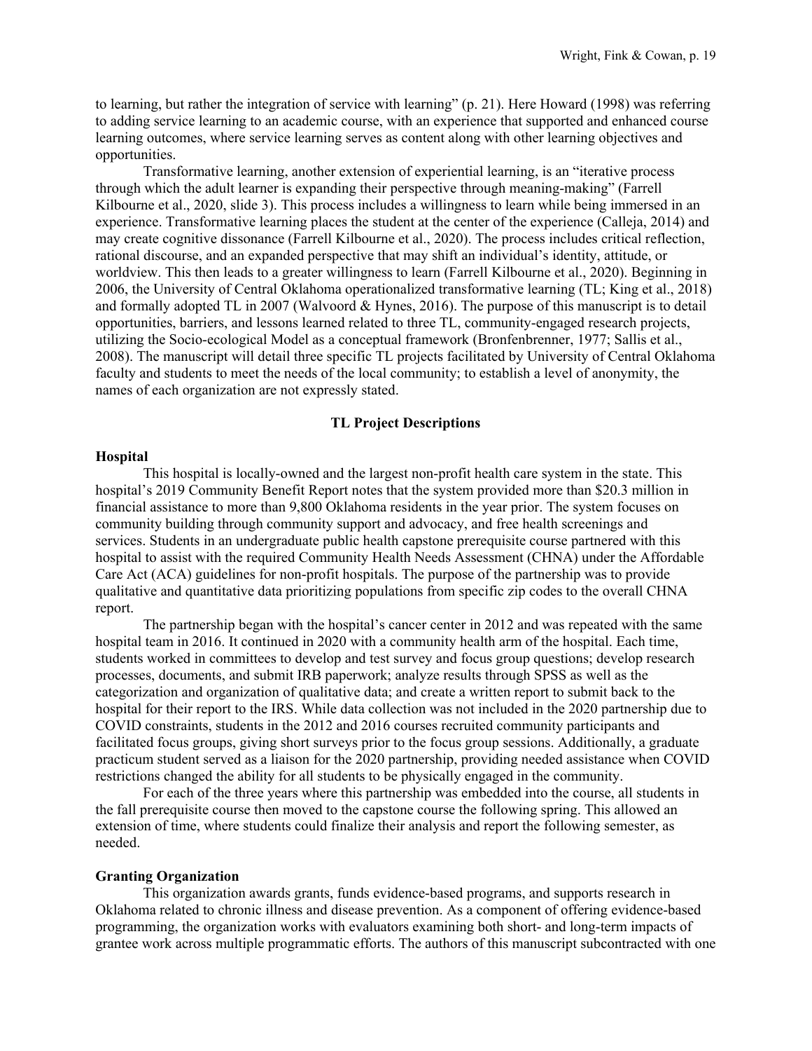to learning, but rather the integration of service with learning" (p. 21). Here Howard (1998) was referring to adding service learning to an academic course, with an experience that supported and enhanced course learning outcomes, where service learning serves as content along with other learning objectives and opportunities.

Transformative learning, another extension of experiential learning, is an "iterative process through which the adult learner is expanding their perspective through meaning-making" (Farrell Kilbourne et al., 2020, slide 3). This process includes a willingness to learn while being immersed in an experience. Transformative learning places the student at the center of the experience (Calleja, 2014) and may create cognitive dissonance (Farrell Kilbourne et al., 2020). The process includes critical reflection, rational discourse, and an expanded perspective that may shift an individual's identity, attitude, or worldview. This then leads to a greater willingness to learn (Farrell Kilbourne et al., 2020). Beginning in 2006, the University of Central Oklahoma operationalized transformative learning (TL; King et al., 2018) and formally adopted TL in 2007 (Walvoord & Hynes, 2016). The purpose of this manuscript is to detail opportunities, barriers, and lessons learned related to three TL, community-engaged research projects, utilizing the Socio-ecological Model as a conceptual framework (Bronfenbrenner, 1977; Sallis et al., 2008). The manuscript will detail three specific TL projects facilitated by University of Central Oklahoma faculty and students to meet the needs of the local community; to establish a level of anonymity, the names of each organization are not expressly stated.

## TL Project Descriptions

### Hospital

This hospital is locally-owned and the largest non-profit health care system in the state. This hospital's 2019 Community Benefit Report notes that the system provided more than $20.3 million in financial assistance to more than 9,800 Oklahoma residents in the year prior. The system focuses on community building through community support and advocacy, and free health screenings and services. Students in an undergraduate public health capstone prerequisite course partnered with this hospital to assist with the required Community Health Needs Assessment (CHNA) under the Affordable Care Act (ACA) guidelines for non-profit hospitals. The purpose of the partnership was to provide qualitative and quantitative data prioritizing populations from specific zip codes to the overall CHNA report.

The partnership began with the hospital's cancer center in 2012 and was repeated with the same hospital team in 2016. It continued in 2020 with a community health arm of the hospital. Each time, students worked in committees to develop and test survey and focus group questions; develop research processes, documents, and submit IRB paperwork; analyze results through SPSS as well as the categorization and organization of qualitative data; and create a written report to submit back to the hospital for their report to the IRS. While data collection was not included in the 2020 partnership due to COVID constraints, students in the 2012 and 2016 courses recruited community participants and facilitated focus groups, giving short surveys prior to the focus group sessions. Additionally, a graduate practicum student served as a liaison for the 2020 partnership, providing needed assistance when COVID restrictions changed the ability for all students to be physically engaged in the community.

For each of the three years where this partnership was embedded into the course, all students in the fall prerequisite course then moved to the capstone course the following spring. This allowed an extension of time, where students could finalize their analysis and report the following semester, as needed.

### Granting Organization

This organization awards grants, funds evidence-based programs, and supports research in Oklahoma related to chronic illness and disease prevention. As a component of offering evidence-based programming, the organization works with evaluators examining both short- and long-term impacts of grantee work across multiple programmatic efforts. The authors of this manuscript subcontracted with one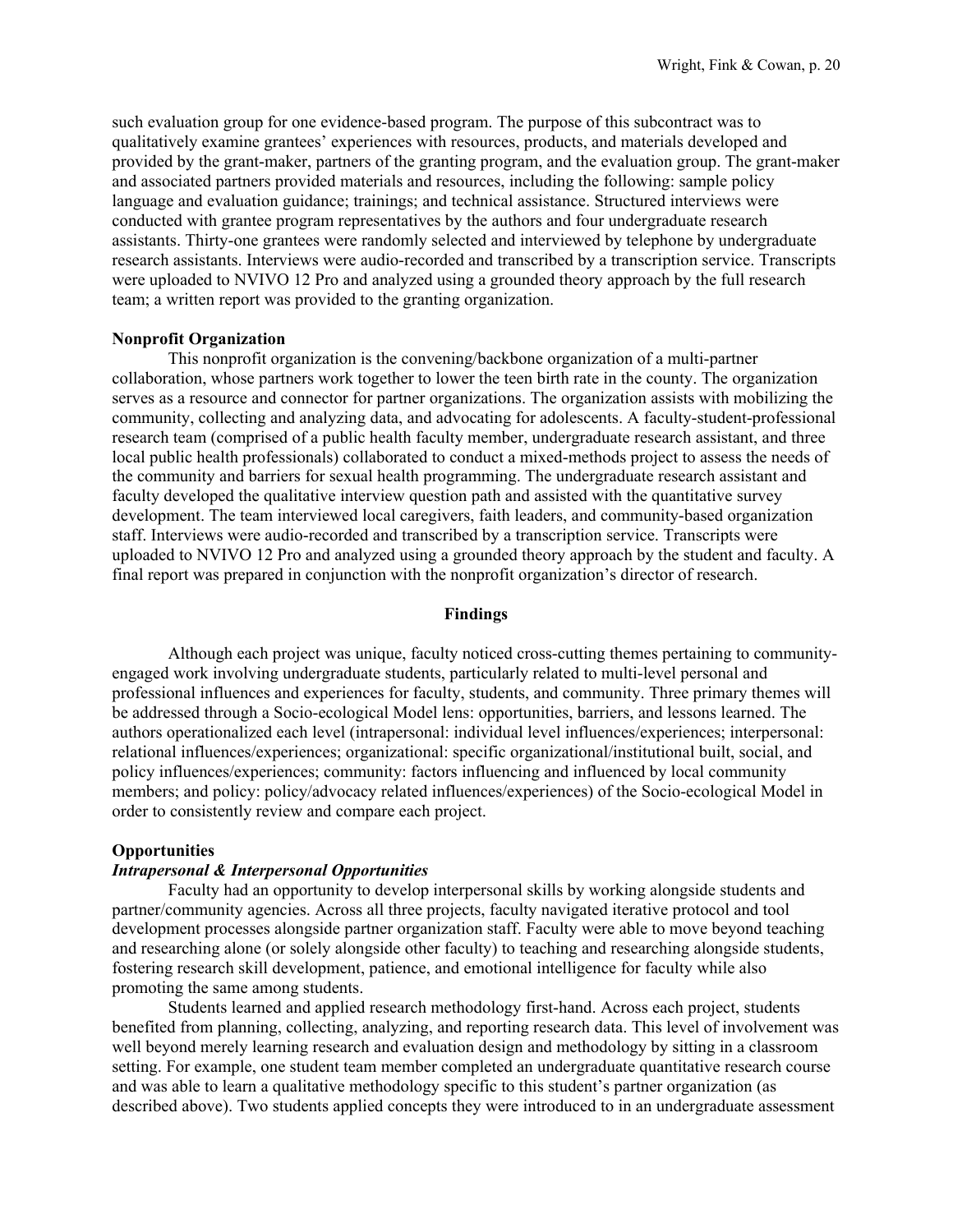such evaluation group for one evidence-based program. The purpose of this subcontract was to qualitatively examine grantees' experiences with resources, products, and materials developed and provided by the grant-maker, partners of the granting program, and the evaluation group. The grant-maker and associated partners provided materials and resources, including the following: sample policy language and evaluation guidance; trainings; and technical assistance. Structured interviews were conducted with grantee program representatives by the authors and four undergraduate research assistants. Thirty-one grantees were randomly selected and interviewed by telephone by undergraduate research assistants. Interviews were audio-recorded and transcribed by a transcription service. Transcripts were uploaded to NVIVO 12 Pro and analyzed using a grounded theory approach by the full research team; a written report was provided to the granting organization.

### Nonprofit Organization

This nonprofit organization is the convening/backbone organization of a multi-partner collaboration, whose partners work together to lower the teen birth rate in the county. The organization serves as a resource and connector for partner organizations. The organization assists with mobilizing the community, collecting and analyzing data, and advocating for adolescents. A faculty-student-professional research team (comprised of a public health faculty member, undergraduate research assistant, and three local public health professionals) collaborated to conduct a mixed-methods project to assess the needs of the community and barriers for sexual health programming. The undergraduate research assistant and faculty developed the qualitative interview question path and assisted with the quantitative survey development. The team interviewed local caregivers, faith leaders, and community-based organization staff. Interviews were audio-recorded and transcribed by a transcription service. Transcripts were uploaded to NVIVO 12 Pro and analyzed using a grounded theory approach by the student and faculty. A final report was prepared in conjunction with the nonprofit organization's director of research.

## Findings

Although each project was unique, faculty noticed cross-cutting themes pertaining to community-engaged work involving undergraduate students, particularly related to multi-level personal and professional influences and experiences for faculty, students, and community. Three primary themes will be addressed through a Socio-ecological Model lens: opportunities, barriers, and lessons learned. The authors operationalized each level (intrapersonal: individual level influences/experiences; interpersonal: relational influences/experiences; organizational: specific organizational/institutional built, social, and policy influences/experiences; community: factors influencing and influenced by local community members; and policy: policy/advocacy related influences/experiences) of the Socio-ecological Model in order to consistently review and compare each project.

### Opportunities

#### *Intrapersonal & Interpersonal Opportunities*

Faculty had an opportunity to develop interpersonal skills by working alongside students and partner/community agencies. Across all three projects, faculty navigated iterative protocol and tool development processes alongside partner organization staff. Faculty were able to move beyond teaching and researching alone (or solely alongside other faculty) to teaching and researching alongside students, fostering research skill development, patience, and emotional intelligence for faculty while also promoting the same among students.

Students learned and applied research methodology first-hand. Across each project, students benefited from planning, collecting, analyzing, and reporting research data. This level of involvement was well beyond merely learning research and evaluation design and methodology by sitting in a classroom setting. For example, one student team member completed an undergraduate quantitative research course and was able to learn a qualitative methodology specific to this student's partner organization (as described above). Two students applied concepts they were introduced to in an undergraduate assessment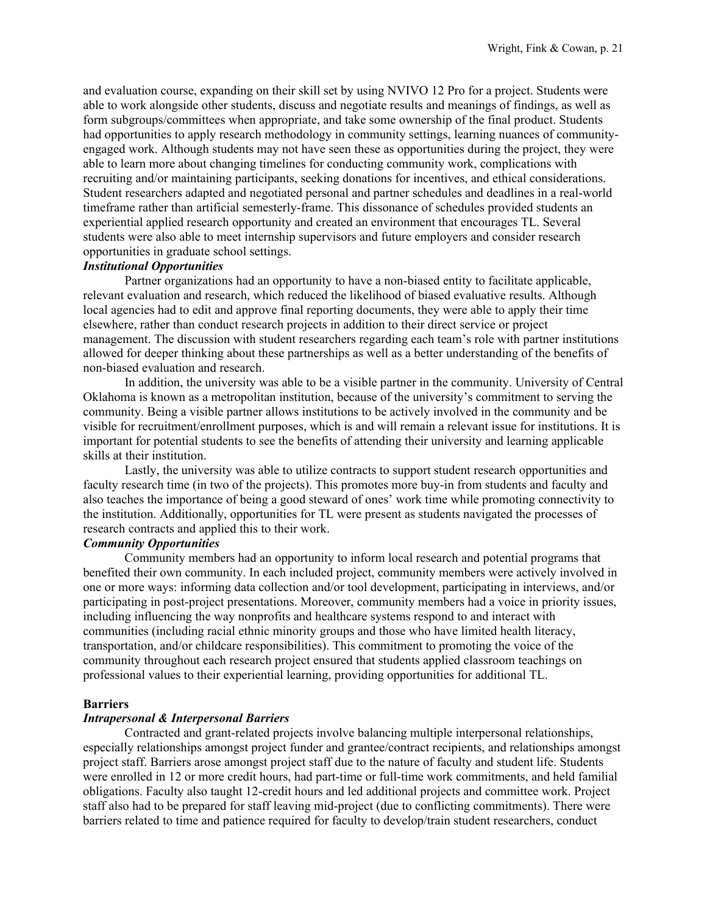and evaluation course, expanding on their skill set by using NVIVO 12 Pro for a project. Students were able to work alongside other students, discuss and negotiate results and meanings of findings, as well as form subgroups/committees when appropriate, and take some ownership of the final product. Students had opportunities to apply research methodology in community settings, learning nuances of community-engaged work. Although students may not have seen these as opportunities during the project, they were able to learn more about changing timelines for conducting community work, complications with recruiting and/or maintaining participants, seeking donations for incentives, and ethical considerations. Student researchers adapted and negotiated personal and partner schedules and deadlines in a real-world timeframe rather than artificial semesterly-frame. This dissonance of schedules provided students an experiential applied research opportunity and created an environment that encourages TL. Several students were also able to meet internship supervisors and future employers and consider research opportunities in graduate school settings.

### *Institutional Opportunities*

Partner organizations had an opportunity to have a non-biased entity to facilitate applicable, relevant evaluation and research, which reduced the likelihood of biased evaluative results. Although local agencies had to edit and approve final reporting documents, they were able to apply their time elsewhere, rather than conduct research projects in addition to their direct service or project management. The discussion with student researchers regarding each team's role with partner institutions allowed for deeper thinking about these partnerships as well as a better understanding of the benefits of non-biased evaluation and research.

In addition, the university was able to be a visible partner in the community. University of Central Oklahoma is known as a metropolitan institution, because of the university's commitment to serving the community. Being a visible partner allows institutions to be actively involved in the community and be visible for recruitment/enrollment purposes, which is and will remain a relevant issue for institutions. It is important for potential students to see the benefits of attending their university and learning applicable skills at their institution.

Lastly, the university was able to utilize contracts to support student research opportunities and faculty research time (in two of the projects). This promotes more buy-in from students and faculty and also teaches the importance of being a good steward of ones' work time while promoting connectivity to the institution. Additionally, opportunities for TL were present as students navigated the processes of research contracts and applied this to their work.

### *Community Opportunities*

Community members had an opportunity to inform local research and potential programs that benefited their own community. In each included project, community members were actively involved in one or more ways: informing data collection and/or tool development, participating in interviews, and/or participating in post-project presentations. Moreover, community members had a voice in priority issues, including influencing the way nonprofits and healthcare systems respond to and interact with communities (including racial ethnic minority groups and those who have limited health literacy, transportation, and/or childcare responsibilities). This commitment to promoting the voice of the community throughout each research project ensured that students applied classroom teachings on professional values to their experiential learning, providing opportunities for additional TL.

## Barriers

### *Intrapersonal & Interpersonal Barriers*

Contracted and grant-related projects involve balancing multiple interpersonal relationships, especially relationships amongst project funder and grantee/contract recipients, and relationships amongst project staff. Barriers arose amongst project staff due to the nature of faculty and student life. Students were enrolled in 12 or more credit hours, had part-time or full-time work commitments, and held familial obligations. Faculty also taught 12-credit hours and led additional projects and committee work. Project staff also had to be prepared for staff leaving mid-project (due to conflicting commitments). There were barriers related to time and patience required for faculty to develop/train student researchers, conduct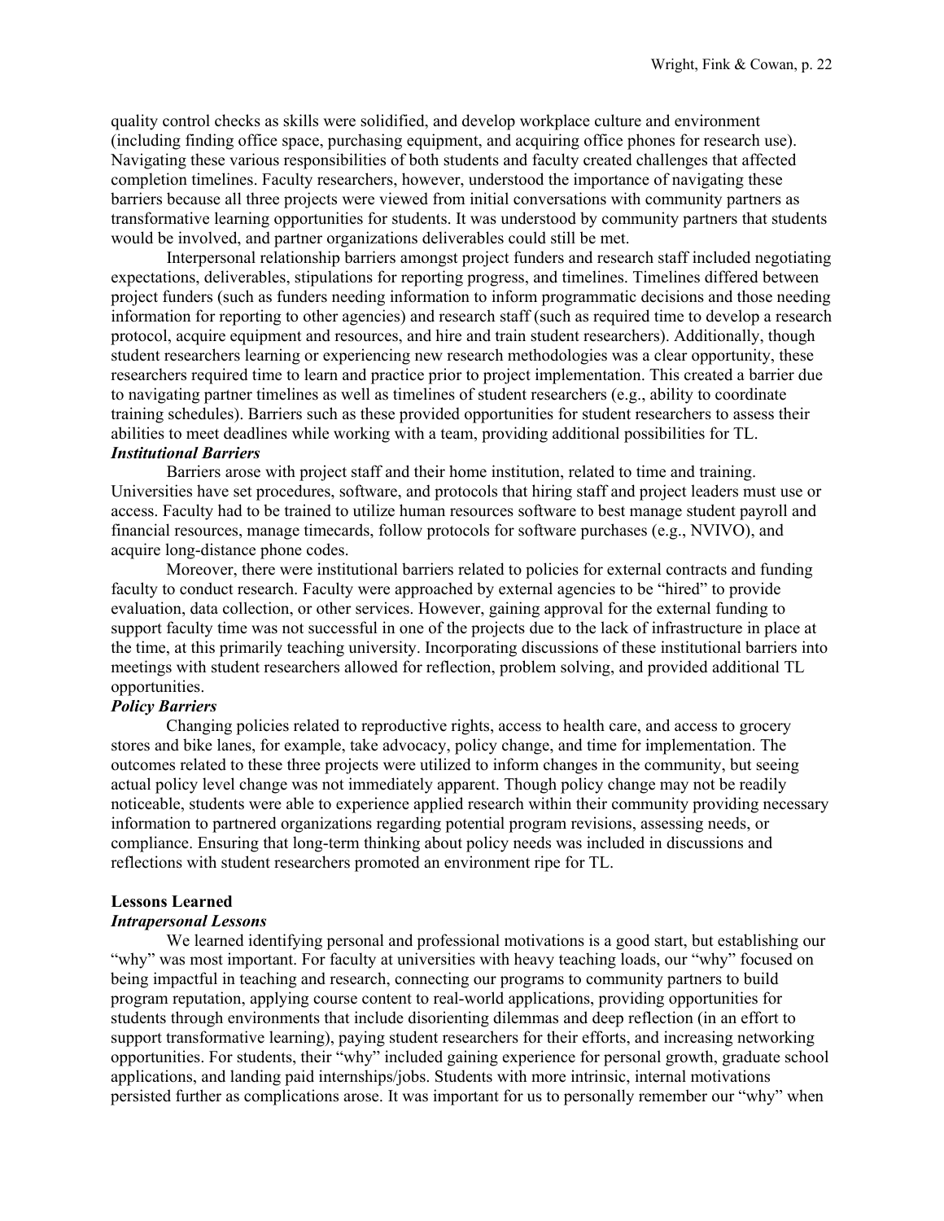quality control checks as skills were solidified, and develop workplace culture and environment (including finding office space, purchasing equipment, and acquiring office phones for research use). Navigating these various responsibilities of both students and faculty created challenges that affected completion timelines. Faculty researchers, however, understood the importance of navigating these barriers because all three projects were viewed from initial conversations with community partners as transformative learning opportunities for students. It was understood by community partners that students would be involved, and partner organizations deliverables could still be met.

Interpersonal relationship barriers amongst project funders and research staff included negotiating expectations, deliverables, stipulations for reporting progress, and timelines. Timelines differed between project funders (such as funders needing information to inform programmatic decisions and those needing information for reporting to other agencies) and research staff (such as required time to develop a research protocol, acquire equipment and resources, and hire and train student researchers). Additionally, though student researchers learning or experiencing new research methodologies was a clear opportunity, these researchers required time to learn and practice prior to project implementation. This created a barrier due to navigating partner timelines as well as timelines of student researchers (e.g., ability to coordinate training schedules). Barriers such as these provided opportunities for student researchers to assess their abilities to meet deadlines while working with a team, providing additional possibilities for TL.

### *Institutional Barriers*

Barriers arose with project staff and their home institution, related to time and training. Universities have set procedures, software, and protocols that hiring staff and project leaders must use or access. Faculty had to be trained to utilize human resources software to best manage student payroll and financial resources, manage timecards, follow protocols for software purchases (e.g., NVIVO), and acquire long-distance phone codes.

Moreover, there were institutional barriers related to policies for external contracts and funding faculty to conduct research. Faculty were approached by external agencies to be "hired" to provide evaluation, data collection, or other services. However, gaining approval for the external funding to support faculty time was not successful in one of the projects due to the lack of infrastructure in place at the time, at this primarily teaching university. Incorporating discussions of these institutional barriers into meetings with student researchers allowed for reflection, problem solving, and provided additional TL opportunities.

### *Policy Barriers*

Changing policies related to reproductive rights, access to health care, and access to grocery stores and bike lanes, for example, take advocacy, policy change, and time for implementation. The outcomes related to these three projects were utilized to inform changes in the community, but seeing actual policy level change was not immediately apparent. Though policy change may not be readily noticeable, students were able to experience applied research within their community providing necessary information to partnered organizations regarding potential program revisions, assessing needs, or compliance. Ensuring that long-term thinking about policy needs was included in discussions and reflections with student researchers promoted an environment ripe for TL.

## **Lessons Learned**

### *Intrapersonal Lessons*

We learned identifying personal and professional motivations is a good start, but establishing our "why" was most important. For faculty at universities with heavy teaching loads, our "why" focused on being impactful in teaching and research, connecting our programs to community partners to build program reputation, applying course content to real-world applications, providing opportunities for students through environments that include disorienting dilemmas and deep reflection (in an effort to support transformative learning), paying student researchers for their efforts, and increasing networking opportunities. For students, their "why" included gaining experience for personal growth, graduate school applications, and landing paid internships/jobs. Students with more intrinsic, internal motivations persisted further as complications arose. It was important for us to personally remember our "why" when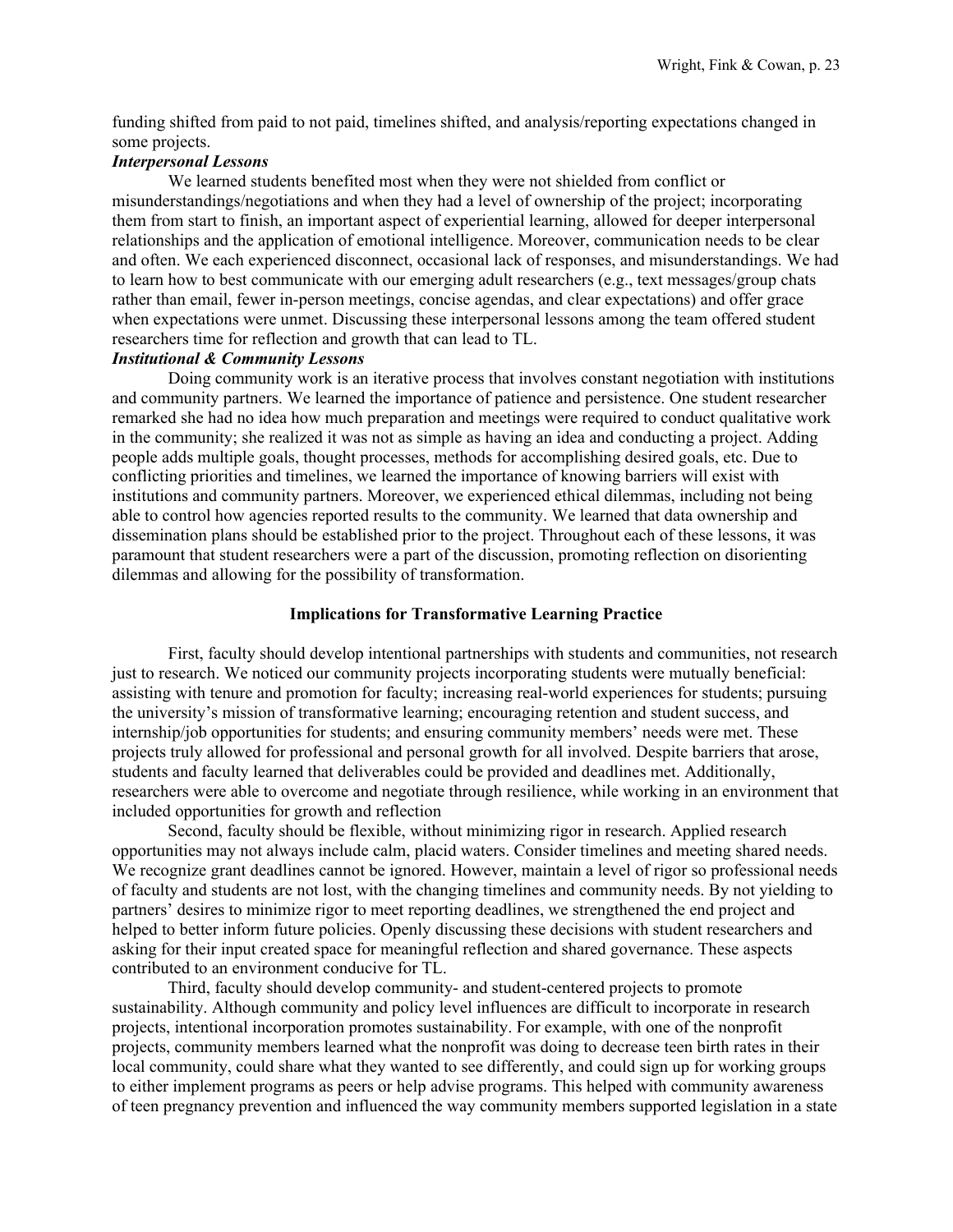funding shifted from paid to not paid, timelines shifted, and analysis/reporting expectations changed in some projects.

***Interpersonal Lessons***

We learned students benefited most when they were not shielded from conflict or misunderstandings/negotiations and when they had a level of ownership of the project; incorporating them from start to finish, an important aspect of experiential learning, allowed for deeper interpersonal relationships and the application of emotional intelligence. Moreover, communication needs to be clear and often. We each experienced disconnect, occasional lack of responses, and misunderstandings. We had to learn how to best communicate with our emerging adult researchers (e.g., text messages/group chats rather than email, fewer in-person meetings, concise agendas, and clear expectations) and offer grace when expectations were unmet. Discussing these interpersonal lessons among the team offered student researchers time for reflection and growth that can lead to TL.

***Institutional & Community Lessons***

Doing community work is an iterative process that involves constant negotiation with institutions and community partners. We learned the importance of patience and persistence. One student researcher remarked she had no idea how much preparation and meetings were required to conduct qualitative work in the community; she realized it was not as simple as having an idea and conducting a project. Adding people adds multiple goals, thought processes, methods for accomplishing desired goals, etc. Due to conflicting priorities and timelines, we learned the importance of knowing barriers will exist with institutions and community partners. Moreover, we experienced ethical dilemmas, including not being able to control how agencies reported results to the community. We learned that data ownership and dissemination plans should be established prior to the project. Throughout each of these lessons, it was paramount that student researchers were a part of the discussion, promoting reflection on disorienting dilemmas and allowing for the possibility of transformation.

## Implications for Transformative Learning Practice

First, faculty should develop intentional partnerships with students and communities, not research just to research. We noticed our community projects incorporating students were mutually beneficial: assisting with tenure and promotion for faculty; increasing real-world experiences for students; pursuing the university's mission of transformative learning; encouraging retention and student success, and internship/job opportunities for students; and ensuring community members' needs were met. These projects truly allowed for professional and personal growth for all involved. Despite barriers that arose, students and faculty learned that deliverables could be provided and deadlines met. Additionally, researchers were able to overcome and negotiate through resilience, while working in an environment that included opportunities for growth and reflection

Second, faculty should be flexible, without minimizing rigor in research. Applied research opportunities may not always include calm, placid waters. Consider timelines and meeting shared needs. We recognize grant deadlines cannot be ignored. However, maintain a level of rigor so professional needs of faculty and students are not lost, with the changing timelines and community needs. By not yielding to partners' desires to minimize rigor to meet reporting deadlines, we strengthened the end project and helped to better inform future policies. Openly discussing these decisions with student researchers and asking for their input created space for meaningful reflection and shared governance. These aspects contributed to an environment conducive for TL.

Third, faculty should develop community- and student-centered projects to promote sustainability. Although community and policy level influences are difficult to incorporate in research projects, intentional incorporation promotes sustainability. For example, with one of the nonprofit projects, community members learned what the nonprofit was doing to decrease teen birth rates in their local community, could share what they wanted to see differently, and could sign up for working groups to either implement programs as peers or help advise programs. This helped with community awareness of teen pregnancy prevention and influenced the way community members supported legislation in a state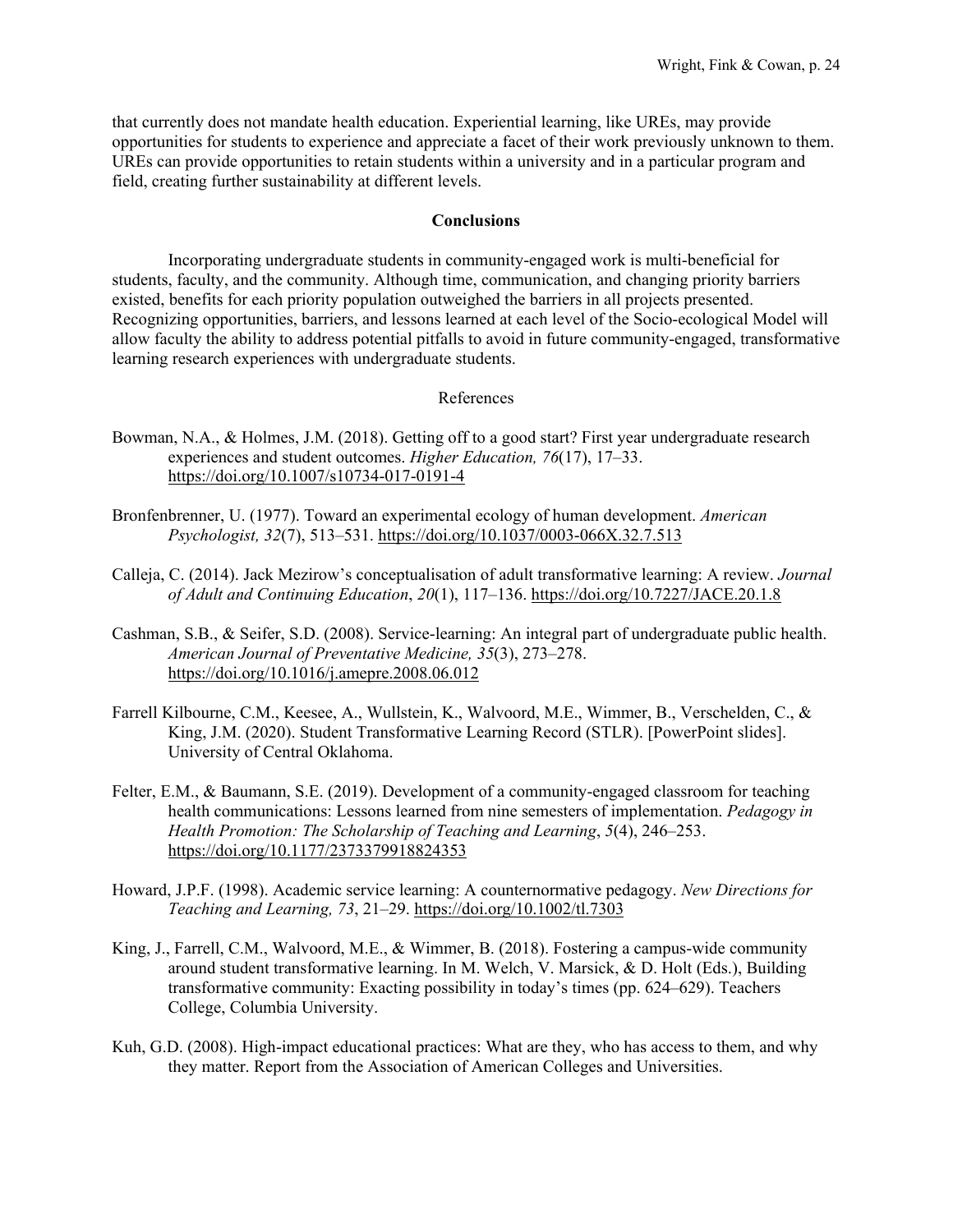that currently does not mandate health education. Experiential learning, like UREs, may provide opportunities for students to experience and appreciate a facet of their work previously unknown to them. UREs can provide opportunities to retain students within a university and in a particular program and field, creating further sustainability at different levels.

## Conclusions

Incorporating undergraduate students in community-engaged work is multi-beneficial for students, faculty, and the community. Although time, communication, and changing priority barriers existed, benefits for each priority population outweighed the barriers in all projects presented. Recognizing opportunities, barriers, and lessons learned at each level of the Socio-ecological Model will allow faculty the ability to address potential pitfalls to avoid in future community-engaged, transformative learning research experiences with undergraduate students.

## References

Bowman, N.A., & Holmes, J.M. (2018). Getting off to a good start? First year undergraduate research experiences and student outcomes. *Higher Education, 76*(17), 17–33. https://doi.org/10.1007/s10734-017-0191-4

Bronfenbrenner, U. (1977). Toward an experimental ecology of human development. *American Psychologist, 32*(7), 513–531. https://doi.org/10.1037/0003-066X.32.7.513

Calleja, C. (2014). Jack Mezirow's conceptualisation of adult transformative learning: A review. *Journal of Adult and Continuing Education*, *20*(1), 117–136. https://doi.org/10.7227/JACE.20.1.8

Cashman, S.B., & Seifer, S.D. (2008). Service-learning: An integral part of undergraduate public health. *American Journal of Preventative Medicine, 35*(3), 273–278. https://doi.org/10.1016/j.amepre.2008.06.012

Farrell Kilbourne, C.M., Keesee, A., Wullstein, K., Walvoord, M.E., Wimmer, B., Verschelden, C., & King, J.M. (2020). Student Transformative Learning Record (STLR). [PowerPoint slides]. University of Central Oklahoma.

Felter, E.M., & Baumann, S.E. (2019). Development of a community-engaged classroom for teaching health communications: Lessons learned from nine semesters of implementation. *Pedagogy in Health Promotion: The Scholarship of Teaching and Learning*, *5*(4), 246–253. https://doi.org/10.1177/2373379918824353

Howard, J.P.F. (1998). Academic service learning: A counternormative pedagogy. *New Directions for Teaching and Learning, 73*, 21–29. https://doi.org/10.1002/tl.7303

King, J., Farrell, C.M., Walvoord, M.E., & Wimmer, B. (2018). Fostering a campus-wide community around student transformative learning. In M. Welch, V. Marsick, & D. Holt (Eds.), Building transformative community: Exacting possibility in today's times (pp. 624–629). Teachers College, Columbia University.

Kuh, G.D. (2008). High-impact educational practices: What are they, who has access to them, and why they matter. Report from the Association of American Colleges and Universities.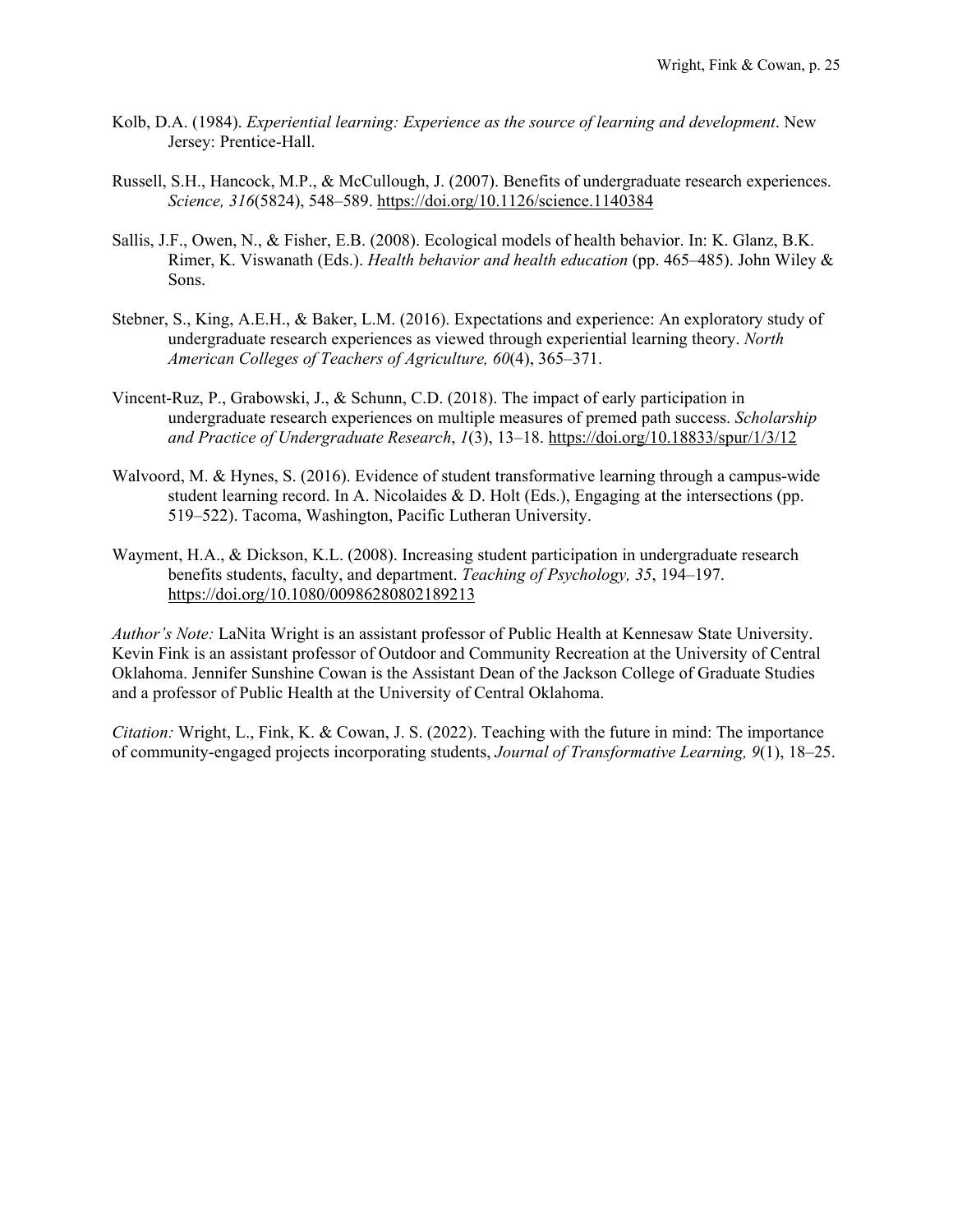Kolb, D.A. (1984). *Experiential learning: Experience as the source of learning and development*. New Jersey: Prentice-Hall.

Russell, S.H., Hancock, M.P., & McCullough, J. (2007). Benefits of undergraduate research experiences. *Science, 316*(5824), 548–589. https://doi.org/10.1126/science.1140384

Sallis, J.F., Owen, N., & Fisher, E.B. (2008). Ecological models of health behavior. In: K. Glanz, B.K. Rimer, K. Viswanath (Eds.). *Health behavior and health education* (pp. 465–485). John Wiley & Sons.

Stebner, S., King, A.E.H., & Baker, L.M. (2016). Expectations and experience: An exploratory study of undergraduate research experiences as viewed through experiential learning theory. *North American Colleges of Teachers of Agriculture, 60*(4), 365–371.

Vincent-Ruz, P., Grabowski, J., & Schunn, C.D. (2018). The impact of early participation in undergraduate research experiences on multiple measures of premed path success. *Scholarship and Practice of Undergraduate Research*, *1*(3), 13–18. https://doi.org/10.18833/spur/1/3/12

Walvoord, M. & Hynes, S. (2016). Evidence of student transformative learning through a campus-wide student learning record. In A. Nicolaides & D. Holt (Eds.), Engaging at the intersections (pp. 519–522). Tacoma, Washington, Pacific Lutheran University.

Wayment, H.A., & Dickson, K.L. (2008). Increasing student participation in undergraduate research benefits students, faculty, and department. *Teaching of Psychology, 35*, 194–197. https://doi.org/10.1080/00986280802189213

*Author's Note:* LaNita Wright is an assistant professor of Public Health at Kennesaw State University. Kevin Fink is an assistant professor of Outdoor and Community Recreation at the University of Central Oklahoma. Jennifer Sunshine Cowan is the Assistant Dean of the Jackson College of Graduate Studies and a professor of Public Health at the University of Central Oklahoma.

*Citation:* Wright, L., Fink, K. & Cowan, J. S. (2022). Teaching with the future in mind: The importance of community-engaged projects incorporating students, *Journal of Transformative Learning, 9*(1), 18–25.